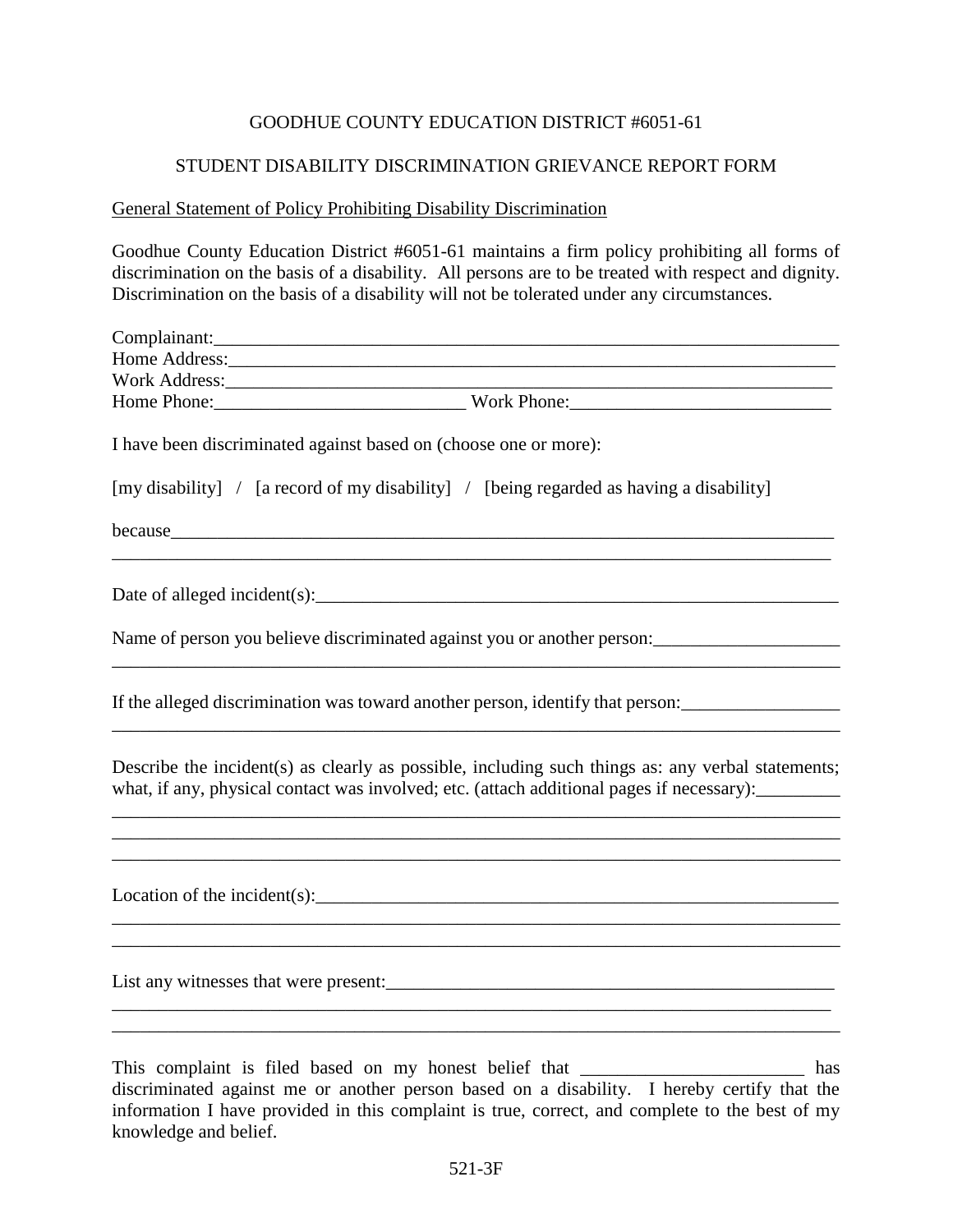GOODHUE COUNTY EDUCATION DISTRICT #6051-61

STUDENT DISABILITY DISCRIMINATION GRIEVANCE REPORT FORM

General Statement of Policy Prohibiting Disability Discrimination

Goodhue County Education District #6051-61 maintains a firm policy prohibiting all forms of discrimination on the basis of a disability. All persons are to be treated with respect and dignity. Discrimination on the basis of a disability will not be tolerated under any circumstances.

Complainant:_______________________________________________________________

Home Address:______________________________________________________________

Work Address:______________________________________________________________

Home Phone:___________________________ Work Phone:_____________________________

I have been discriminated against based on (choose one or more):

[my disability] / [a record of my disability] / [being regarded as having a disability]

because_____________________________________________________________________

____________________________________________________________________________

Date of alleged incident(s):___________________________________________________

Name of person you believe discriminated against you or another person:____________________

____________________________________________________________________________

If the alleged discrimination was toward another person, identify that person:_________________

____________________________________________________________________________

Describe the incident(s) as clearly as possible, including such things as: any verbal statements; what, if any, physical contact was involved; etc. (attach additional pages if necessary):_________

____________________________________________________________________________

____________________________________________________________________________

____________________________________________________________________________

Location of the incident(s):____________________________________________________

____________________________________________________________________________

____________________________________________________________________________

List any witnesses that were present:_____________________________________________

____________________________________________________________________________

____________________________________________________________________________

This complaint is filed based on my honest belief that ________________________ has discriminated against me or another person based on a disability. I hereby certify that the information I have provided in this complaint is true, correct, and complete to the best of my knowledge and belief.

521-3F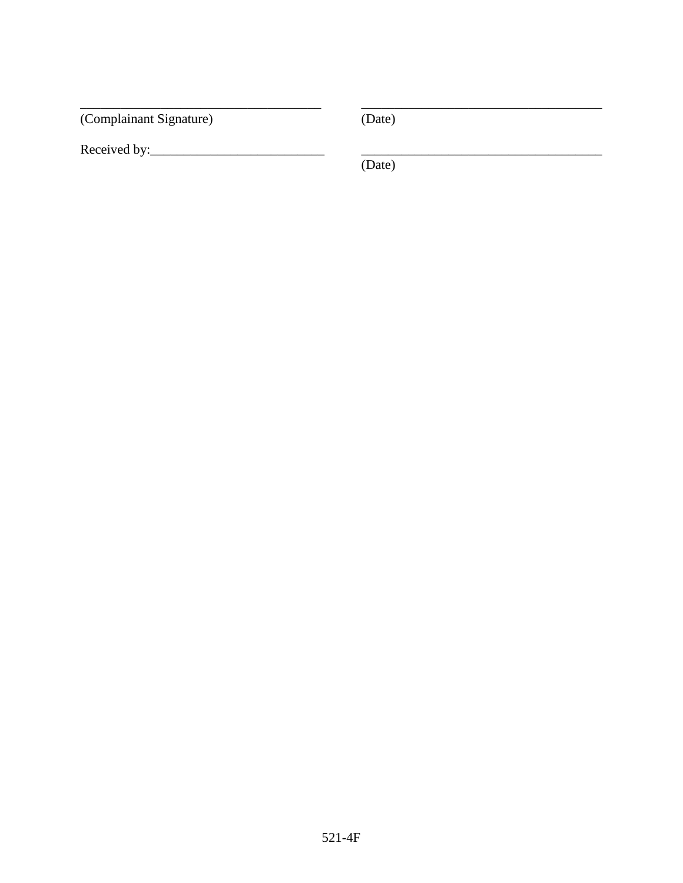_____________________________________ (Complainant Signature)

_____________________________________ (Date)

Received by:__________________________

_____________________________________ (Date)

521-4F